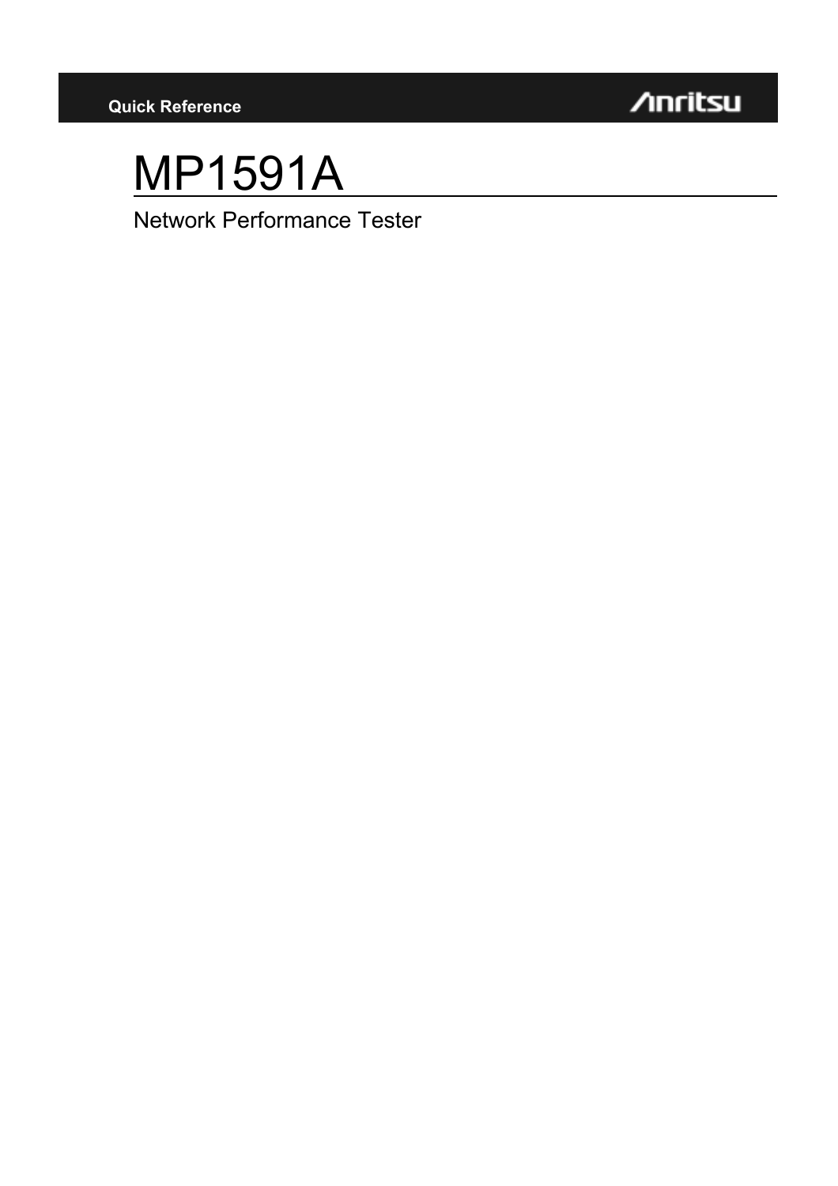Quick Reference

Anritsu

# MP1591A

Network Performance Tester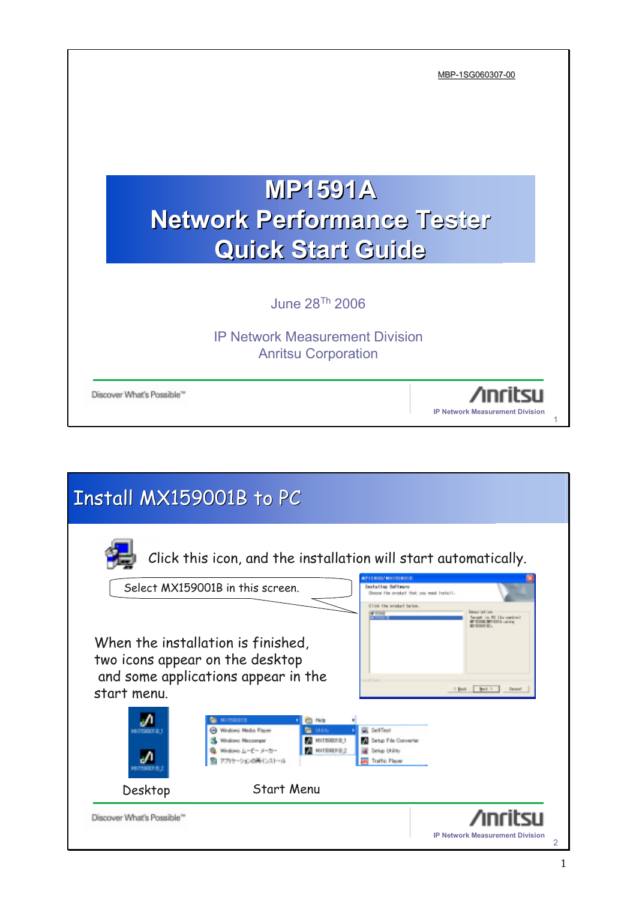MBP-1SG060307-00

# MP1591A Network Performance Tester Quick Start Guide

June 28Th 2006

IP Network Measurement Division
Anritsu Corporation

Discover What's Possible™

Anritsu
IP Network Measurement Division

## Install MX159001B to PC

Click this icon, and the installation will start automatically.

Select MX159001B in this screen.

When the installation is finished, two icons appear on the desktop and some applications appear in the start menu.

Desktop

Start Menu

Discover What's Possible™

Anritsu
IP Network Measurement Division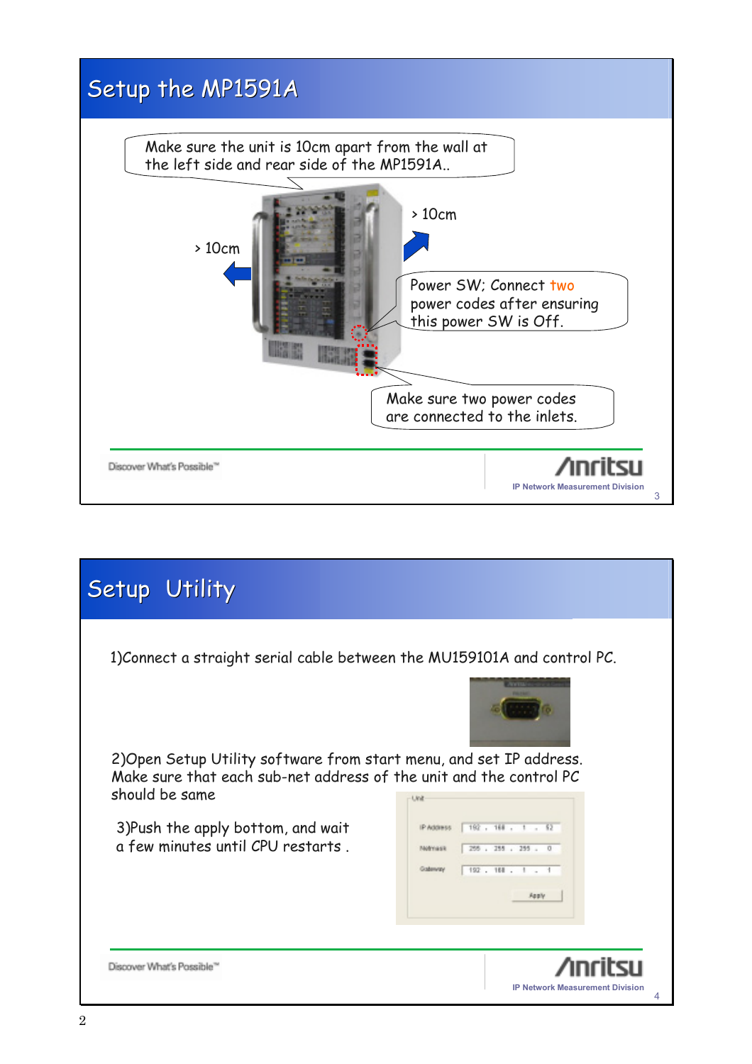# Setup the MP1591A

Make sure the unit is 10cm apart from the wall at the left side and rear side of the MP1591A..

> 10cm

> 10cm

Power SW; Connect two power codes after ensuring this power SW is Off.

Make sure two power codes are connected to the inlets.

# Setup Utility

1)Connect a straight serial cable between the MU159101A and control PC.

2)Open Setup Utility software from start menu, and set IP address. Make sure that each sub-net address of the unit and the control PC should be same

3)Push the apply bottom, and wait a few minutes until CPU restarts .

Unit

| | |
|---|---|
| IP Address | 192 . 168 . 1 . 52 |
| Netmask | 255 . 255 . 255 . 0 |
| Gateway | 192 . 168 . 1 . 1 |

Apply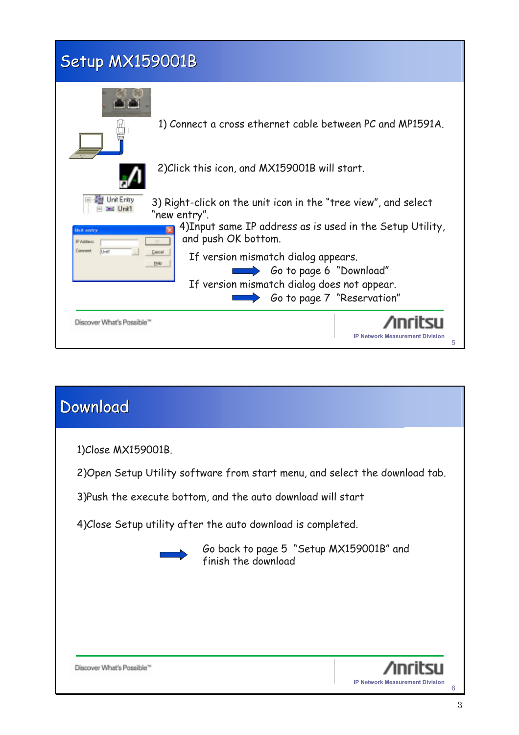## Setup MX159001B

1) Connect a cross ethernet cable between PC and MP1591A.

2)Click this icon, and MX159001B will start.

3) Right-click on the unit icon in the "tree view", and select "new entry".

4)Input same IP address as is used in the Setup Utility, and push OK bottom.

If version mismatch dialog appears.

→ Go to page 6 "Download"

If version mismatch dialog does not appear.

→ Go to page 7 "Reservation"

Discover What's Possible™

Anritsu

IP Network Measurement Division

## Download

1)Close MX159001B.

2)Open Setup Utility software from start menu, and select the download tab.

3)Push the execute bottom, and the auto download will start

4)Close Setup utility after the auto download is completed.

→ Go back to page 5 "Setup MX159001B" and finish the download

Discover What's Possible™

Anritsu

IP Network Measurement Division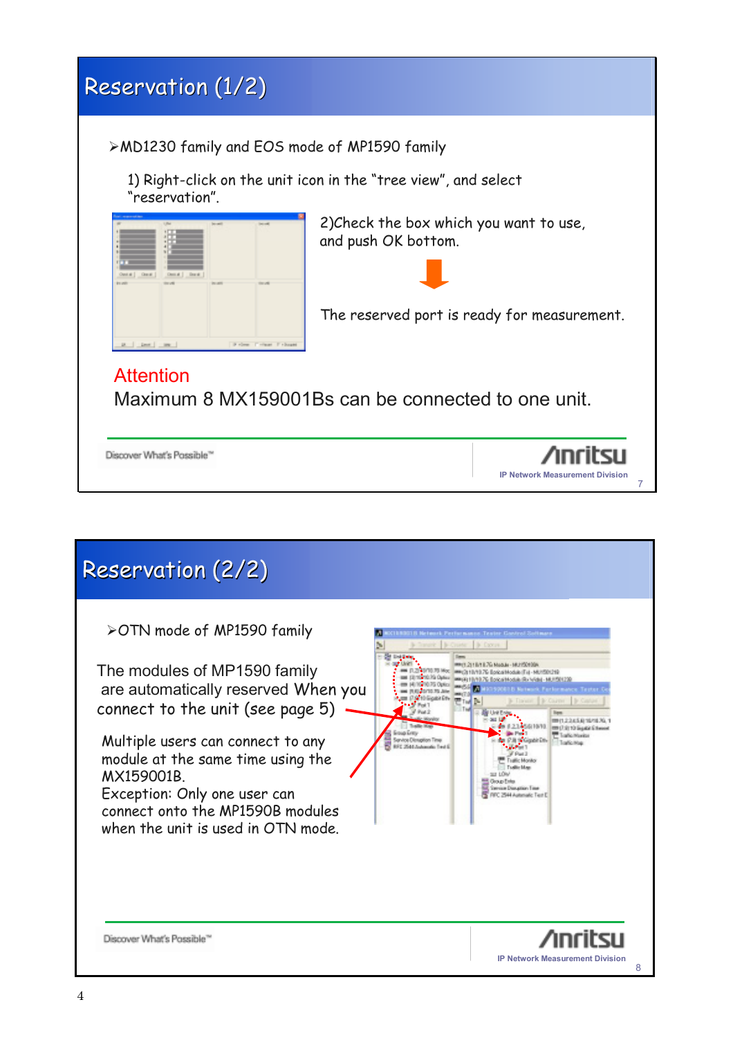# Reservation (1/2)

➢MD1230 family and EOS mode of MP1590 family

1) Right-click on the unit icon in the "tree view", and select "reservation".

2)Check the box which you want to use, and push OK bottom.

The reserved port is ready for measurement.

**Attention**

Maximum 8 MX159001Bs can be connected to one unit.

# Reservation (2/2)

➢OTN mode of MP1590 family

The modules of MP1590 family are automatically reserved When you connect to the unit (see page 5)

Multiple users can connect to any module at the same time using the MX159001B.
Exception: Only one user can connect onto the MP1590B modules when the unit is used in OTN mode.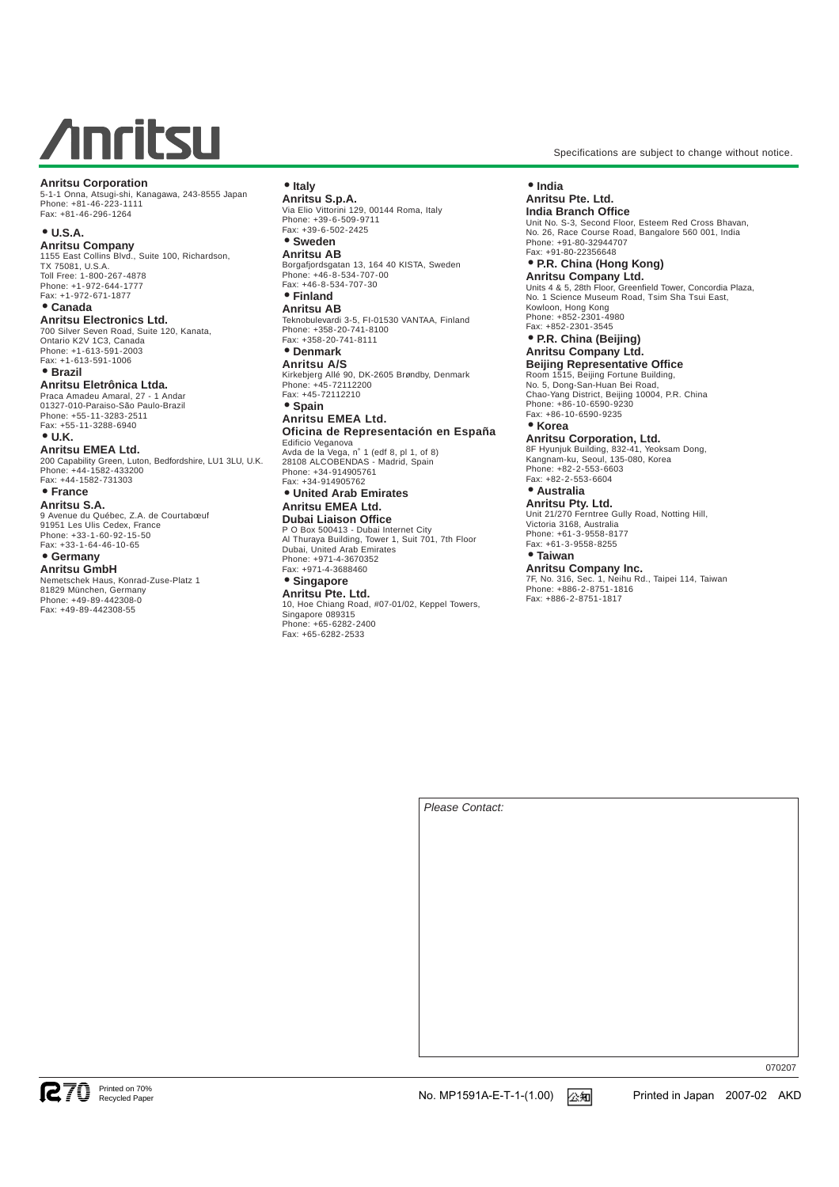# Anritsu

Specifications are subject to change without notice.

**Anritsu Corporation**
5-1-1 Onna, Atsugi-shi, Kanagawa, 243-8555 Japan
Phone: +81-46-223-1111
Fax: +81-46-296-1264

### • U.S.A.

**Anritsu Company**
1155 East Collins Blvd., Suite 100, Richardson, TX 75081, U.S.A.
Toll Free: 1-800-267-4878
Phone: +1-972-644-1777
Fax: +1-972-671-1877

### • Canada

**Anritsu Electronics Ltd.**
700 Silver Seven Road, Suite 120, Kanata, Ontario K2V 1C3, Canada
Phone: +1-613-591-2003
Fax: +1-613-591-1006

### • Brazil

**Anritsu Eletrônica Ltda.**
Praca Amadeu Amaral, 27 - 1 Andar
01327-010-Paraiso-São Paulo-Brazil
Phone: +55-11-3283-2511
Fax: +55-11-3288-6940

### • U.K.

**Anritsu EMEA Ltd.**
200 Capability Green, Luton, Bedfordshire, LU1 3LU, U.K.
Phone: +44-1582-433200
Fax: +44-1582-731303

### • France

**Anritsu S.A.**
9 Avenue du Québec, Z.A. de Courtabœuf
91951 Les Ulis Cedex, France
Phone: +33-1-60-92-15-50
Fax: +33-1-64-46-10-65

### • Germany

**Anritsu GmbH**
Nemetschek Haus, Konrad-Zuse-Platz 1
81829 München, Germany
Phone: +49-89-442308-0
Fax: +49-89-442308-55

### • Italy

**Anritsu S.p.A.**
Via Elio Vittorini 129, 00144 Roma, Italy
Phone: +39-6-509-9711
Fax: +39-6-502-2425

### • Sweden

**Anritsu AB**
Borgafjordsgatan 13, 164 40 KISTA, Sweden
Phone: +46-8-534-707-00
Fax: +46-8-534-707-30

### • Finland

**Anritsu AB**
Teknobulevardi 3-5, FI-01530 VANTAA, Finland
Phone: +358-20-741-8100
Fax: +358-20-741-8111

### • Denmark

**Anritsu A/S**
Kirkebjerg Allé 90, DK-2605 Brøndby, Denmark
Phone: +45-72112200
Fax: +45-72112210

### • Spain

**Anritsu EMEA Ltd.**
**Oficina de Representación en España**
Edificio Veganova
Avda de la Vega, n˚ 1 (edf 8, pl 1, of 8)
28108 ALCOBENDAS - Madrid, Spain
Phone: +34-914905761
Fax: +34-914905762

### • United Arab Emirates

**Anritsu EMEA Ltd.**
**Dubai Liaison Office**
P O Box 500413 - Dubai Internet City
Al Thuraya Building, Tower 1, Suit 701, 7th Floor
Dubai, United Arab Emirates
Phone: +971-4-3670352
Fax: +971-4-3688460

### • Singapore

**Anritsu Pte. Ltd.**
10, Hoe Chiang Road, #07-01/02, Keppel Towers, Singapore 089315
Phone: +65-6282-2400
Fax: +65-6282-2533

### • India

**Anritsu Pte. Ltd.**
**India Branch Office**
Unit No. S-3, Second Floor, Esteem Red Cross Bhavan, No. 26, Race Course Road, Bangalore 560 001, India
Phone: +91-80-32944707
Fax: +91-80-22356648

### • P.R. China (Hong Kong)

**Anritsu Company Ltd.**
Units 4 & 5, 28th Floor, Greenfield Tower, Concordia Plaza, No. 1 Science Museum Road, Tsim Sha Tsui East, Kowloon, Hong Kong
Phone: +852-2301-4980
Fax: +852-2301-3545

### • P.R. China (Beijing)

**Anritsu Company Ltd.**
**Beijing Representative Office**
Room 1515, Beijing Fortune Building,
No. 5, Dong-San-Huan Bei Road,
Chao-Yang District, Beijing 10004, P.R. China
Phone: +86-10-6590-9230
Fax: +86-10-6590-9235

### • Korea

**Anritsu Corporation, Ltd.**
8F Hyunjuk Building, 832-41, Yeoksam Dong, Kangnam-ku, Seoul, 135-080, Korea
Phone: +82-2-553-6603
Fax: +82-2-553-6604

### • Australia

**Anritsu Pty. Ltd.**
Unit 21/270 Ferntree Gully Road, Notting Hill, Victoria 3168, Australia
Phone: +61-3-9558-8177
Fax: +61-3-9558-8255

### • Taiwan

**Anritsu Company Inc.**
7F, No. 316, Sec. 1, Neihu Rd., Taipei 114, Taiwan
Phone: +886-2-8751-1816
Fax: +886-2-8751-1817

*Please Contact:*

070207

R70 Printed on 70% Recycled Paper

No. MP1591A-E-T-1-(1.00) 公知 Printed in Japan 2007-02 AKD